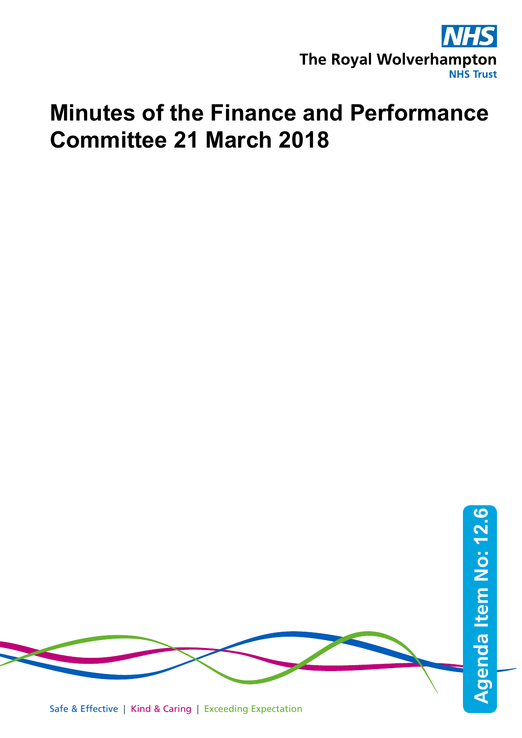The Royal Wolverhampton NHS Trust

# Minutes of the Finance and Performance Committee 21 March 2018

Agenda Item No: 12.6

Safe & Effective | Kind & Caring | Exceeding Expectation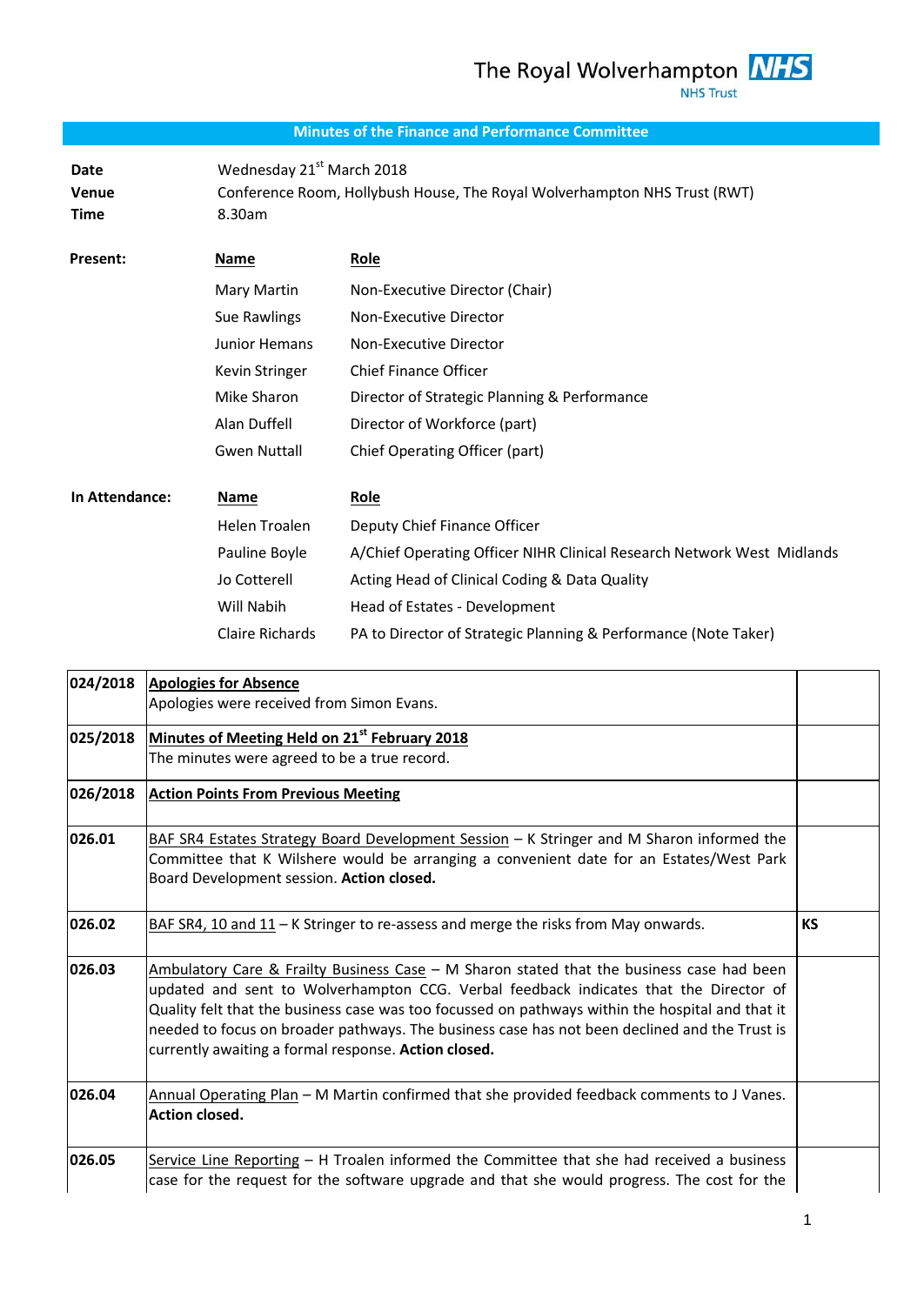The Royal Wolverhampton NHS Trust

## Minutes of the Finance and Performance Committee

| | |
|---|---|
| **Date** | Wednesday 21st March 2018 |
| **Venue** | Conference Room, Hollybush House, The Royal Wolverhampton NHS Trust (RWT) |
| **Time** | 8.30am |

**Present:**

| Name | Role |
|---|---|
| Mary Martin | Non-Executive Director (Chair) |
| Sue Rawlings | Non-Executive Director |
| Junior Hemans | Non-Executive Director |
| Kevin Stringer | Chief Finance Officer |
| Mike Sharon | Director of Strategic Planning & Performance |
| Alan Duffell | Director of Workforce (part) |
| Gwen Nuttall | Chief Operating Officer (part) |

**In Attendance:**

| Name | Role |
|---|---|
| Helen Troalen | Deputy Chief Finance Officer |
| Pauline Boyle | A/Chief Operating Officer NIHR Clinical Research Network West Midlands |
| Jo Cotterell | Acting Head of Clinical Coding & Data Quality |
| Will Nabih | Head of Estates - Development |
| Claire Richards | PA to Director of Strategic Planning & Performance (Note Taker) |

| | | |
|---|---|---|
| 024/2018 | **Apologies for Absence**<br>Apologies were received from Simon Evans. | |
| 025/2018 | **Minutes of Meeting Held on 21st February 2018**<br>The minutes were agreed to be a true record. | |
| 026/2018 | **Action Points From Previous Meeting** | |
| 026.01 | BAF SR4 Estates Strategy Board Development Session – K Stringer and M Sharon informed the Committee that K Wilshere would be arranging a convenient date for an Estates/West Park Board Development session. **Action closed.** | |
| 026.02 | BAF SR4, 10 and 11 – K Stringer to re-assess and merge the risks from May onwards. | **KS** |
| 026.03 | Ambulatory Care & Frailty Business Case – M Sharon stated that the business case had been updated and sent to Wolverhampton CCG. Verbal feedback indicates that the Director of Quality felt that the business case was too focussed on pathways within the hospital and that it needed to focus on broader pathways. The business case has not been declined and the Trust is currently awaiting a formal response. **Action closed.** | |
| 026.04 | Annual Operating Plan – M Martin confirmed that she provided feedback comments to J Vanes. **Action closed.** | |
| 026.05 | Service Line Reporting – H Troalen informed the Committee that she had received a business case for the request for the software upgrade and that she would progress. The cost for the | |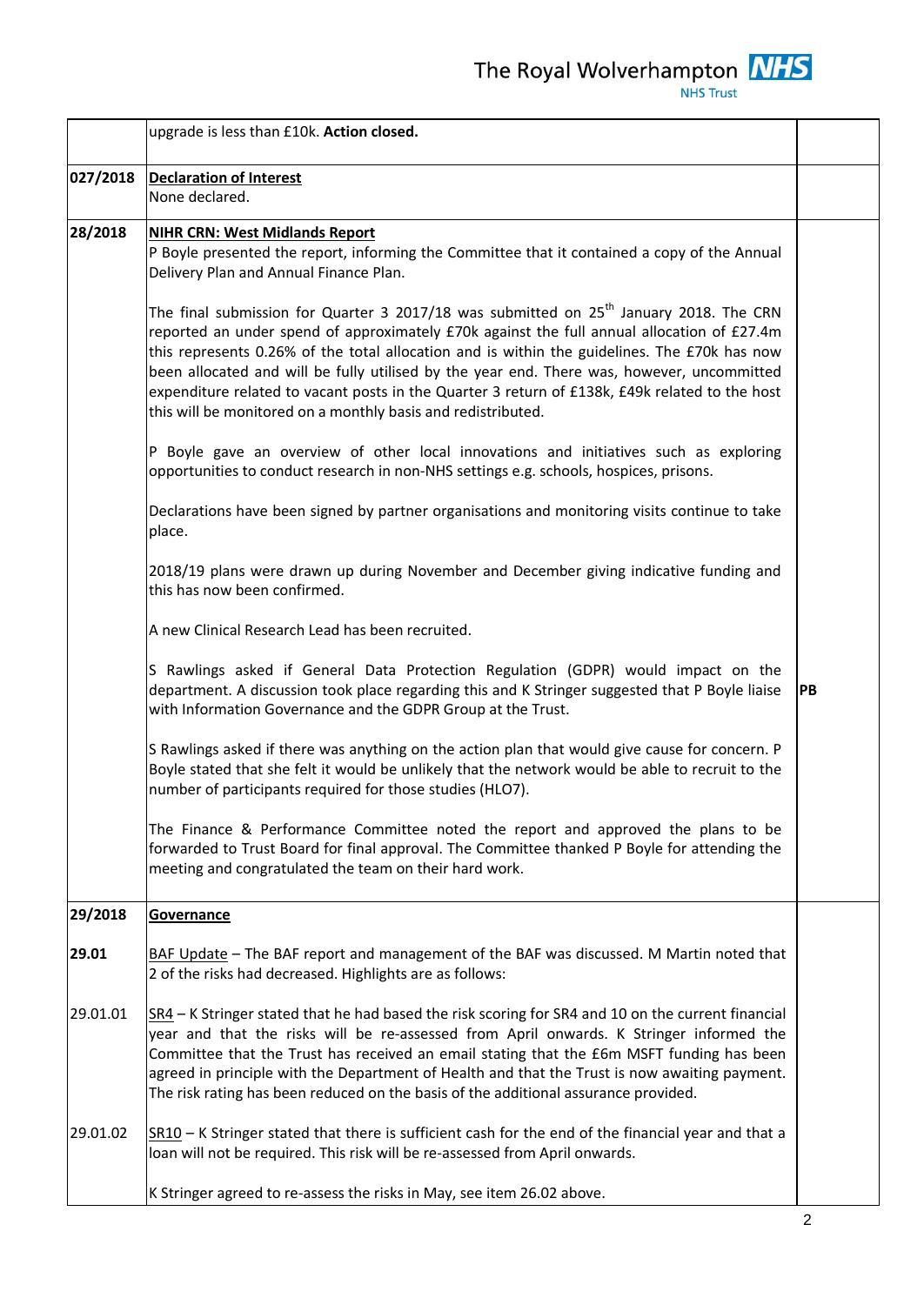| | | |
|---|---|---|
| | upgrade is less than £10k. **Action closed.** | |
| **027/2018** | **Declaration of Interest**<br>None declared. | |
| **28/2018** | **NIHR CRN: West Midlands Report**<br>P Boyle presented the report, informing the Committee that it contained a copy of the Annual Delivery Plan and Annual Finance Plan.<br><br>The final submission for Quarter 3 2017/18 was submitted on 25th January 2018. The CRN reported an under spend of approximately £70k against the full annual allocation of £27.4m this represents 0.26% of the total allocation and is within the guidelines. The £70k has now been allocated and will be fully utilised by the year end. There was, however, uncommitted expenditure related to vacant posts in the Quarter 3 return of £138k, £49k related to the host this will be monitored on a monthly basis and redistributed.<br><br>P Boyle gave an overview of other local innovations and initiatives such as exploring opportunities to conduct research in non-NHS settings e.g. schools, hospices, prisons.<br><br>Declarations have been signed by partner organisations and monitoring visits continue to take place.<br><br>2018/19 plans were drawn up during November and December giving indicative funding and this has now been confirmed.<br><br>A new Clinical Research Lead has been recruited.<br><br>S Rawlings asked if General Data Protection Regulation (GDPR) would impact on the department. A discussion took place regarding this and K Stringer suggested that P Boyle liaise with Information Governance and the GDPR Group at the Trust.<br><br>S Rawlings asked if there was anything on the action plan that would give cause for concern. P Boyle stated that she felt it would be unlikely that the network would be able to recruit to the number of participants required for those studies (HLO7).<br><br>The Finance & Performance Committee noted the report and approved the plans to be forwarded to Trust Board for final approval. The Committee thanked P Boyle for attending the meeting and congratulated the team on their hard work. | **PB** |
| **29/2018** | **Governance** | |
| **29.01** | BAF Update – The BAF report and management of the BAF was discussed. M Martin noted that 2 of the risks had decreased. Highlights are as follows: | |
| 29.01.01 | SR4 – K Stringer stated that he had based the risk scoring for SR4 and 10 on the current financial year and that the risks will be re-assessed from April onwards. K Stringer informed the Committee that the Trust has received an email stating that the £6m MSFT funding has been agreed in principle with the Department of Health and that the Trust is now awaiting payment. The risk rating has been reduced on the basis of the additional assurance provided. | |
| 29.01.02 | SR10 – K Stringer stated that there is sufficient cash for the end of the financial year and that a loan will not be required. This risk will be re-assessed from April onwards.<br><br>K Stringer agreed to re-assess the risks in May, see item 26.02 above. | |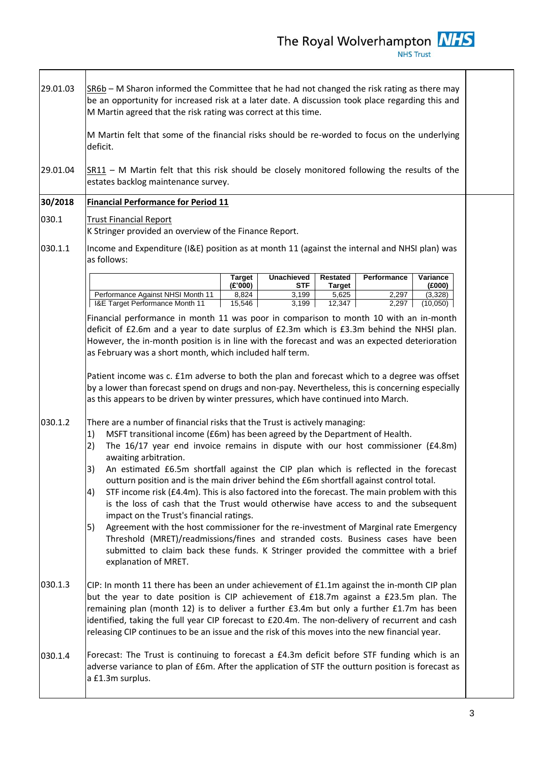| | | |
|---|---|---|
| 29.01.03 | SR6b – M Sharon informed the Committee that he had not changed the risk rating as there may be an opportunity for increased risk at a later date. A discussion took place regarding this and M Martin agreed that the risk rating was correct at this time.<br><br>M Martin felt that some of the financial risks should be re-worded to focus on the underlying deficit. | |
| 29.01.04 | SR11 – M Martin felt that this risk should be closely monitored following the results of the estates backlog maintenance survey. | |
| **30/2018** | **Financial Performance for Period 11** | |
| 030.1 | Trust Financial Report<br>K Stringer provided an overview of the Finance Report. | |
| 030.1.1 | Income and Expenditure (I&E) position as at month 11 (against the internal and NHSI plan) was as follows: | |

| | Target (£'000) | Unachieved STF | Restated Target | Performance | Variance (£000) |
|---|---|---|---|---|---|
| Performance Against NHSI Month 11 | 8,824 | 3,199 | 5,625 | 2,297 | (3,328) |
| I&E Target Performance Month 11 | 15,546 | 3,199 | 12,347 | 2,297 | (10,050) |

Financial performance in month 11 was poor in comparison to month 10 with an in-month deficit of £2.6m and a year to date surplus of £2.3m which is £3.3m behind the NHSI plan. However, the in-month position is in line with the forecast and was an expected deterioration as February was a short month, which included half term.

Patient income was c. £1m adverse to both the plan and forecast which to a degree was offset by a lower than forecast spend on drugs and non-pay. Nevertheless, this is concerning especially as this appears to be driven by winter pressures, which have continued into March.

**030.1.2** There are a number of financial risks that the Trust is actively managing:

1) MSFT transitional income (£6m) has been agreed by the Department of Health.
2) The 16/17 year end invoice remains in dispute with our host commissioner (£4.8m) awaiting arbitration.
3) An estimated £6.5m shortfall against the CIP plan which is reflected in the forecast outturn position and is the main driver behind the £6m shortfall against control total.
4) STF income risk (£4.4m). This is also factored into the forecast. The main problem with this is the loss of cash that the Trust would otherwise have access to and the subsequent impact on the Trust's financial ratings.
5) Agreement with the host commissioner for the re-investment of Marginal rate Emergency Threshold (MRET)/readmissions/fines and stranded costs. Business cases have been submitted to claim back these funds. K Stringer provided the committee with a brief explanation of MRET.

**030.1.3** CIP: In month 11 there has been an under achievement of £1.1m against the in-month CIP plan but the year to date position is CIP achievement of £18.7m against a £23.5m plan. The remaining plan (month 12) is to deliver a further £3.4m but only a further £1.7m has been identified, taking the full year CIP forecast to £20.4m. The non-delivery of recurrent and cash releasing CIP continues to be an issue and the risk of this moves into the new financial year.

**030.1.4** Forecast: The Trust is continuing to forecast a £4.3m deficit before STF funding which is an adverse variance to plan of £6m. After the application of STF the outturn position is forecast as a £1.3m surplus.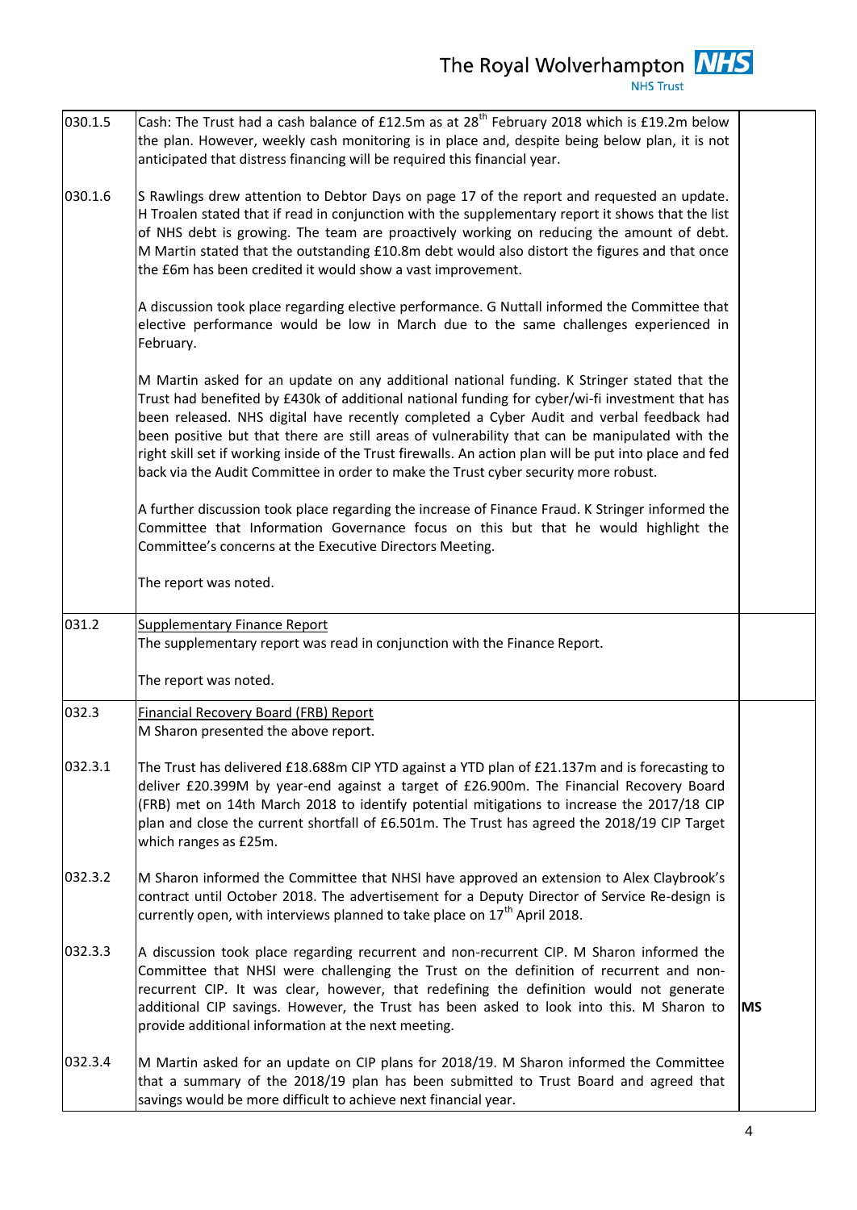| | | |
|---|---|---|
| 030.1.5 | Cash: The Trust had a cash balance of £12.5m as at 28th February 2018 which is £19.2m below the plan. However, weekly cash monitoring is in place and, despite being below plan, it is not anticipated that distress financing will be required this financial year. | |
| 030.1.6 | S Rawlings drew attention to Debtor Days on page 17 of the report and requested an update. H Troalen stated that if read in conjunction with the supplementary report it shows that the list of NHS debt is growing. The team are proactively working on reducing the amount of debt. M Martin stated that the outstanding £10.8m debt would also distort the figures and that once the £6m has been credited it would show a vast improvement.<br><br>A discussion took place regarding elective performance. G Nuttall informed the Committee that elective performance would be low in March due to the same challenges experienced in February.<br><br>M Martin asked for an update on any additional national funding. K Stringer stated that the Trust had benefited by £430k of additional national funding for cyber/wi-fi investment that has been released. NHS digital have recently completed a Cyber Audit and verbal feedback had been positive but that there are still areas of vulnerability that can be manipulated with the right skill set if working inside of the Trust firewalls. An action plan will be put into place and fed back via the Audit Committee in order to make the Trust cyber security more robust.<br><br>A further discussion took place regarding the increase of Finance Fraud. K Stringer informed the Committee that Information Governance focus on this but that he would highlight the Committee's concerns at the Executive Directors Meeting.<br><br>The report was noted. | |
| 031.2 | Supplementary Finance Report<br>The supplementary report was read in conjunction with the Finance Report.<br><br>The report was noted. | |
| 032.3 | Financial Recovery Board (FRB) Report<br>M Sharon presented the above report. | |
| 032.3.1 | The Trust has delivered £18.688m CIP YTD against a YTD plan of £21.137m and is forecasting to deliver £20.399M by year-end against a target of £26.900m. The Financial Recovery Board (FRB) met on 14th March 2018 to identify potential mitigations to increase the 2017/18 CIP plan and close the current shortfall of £6.501m. The Trust has agreed the 2018/19 CIP Target which ranges as £25m. | |
| 032.3.2 | M Sharon informed the Committee that NHSI have approved an extension to Alex Claybrook's contract until October 2018. The advertisement for a Deputy Director of Service Re-design is currently open, with interviews planned to take place on 17th April 2018. | |
| 032.3.3 | A discussion took place regarding recurrent and non-recurrent CIP. M Sharon informed the Committee that NHSI were challenging the Trust on the definition of recurrent and non-recurrent CIP. It was clear, however, that redefining the definition would not generate additional CIP savings. However, the Trust has been asked to look into this. M Sharon to provide additional information at the next meeting. | **MS** |
| 032.3.4 | M Martin asked for an update on CIP plans for 2018/19. M Sharon informed the Committee that a summary of the 2018/19 plan has been submitted to Trust Board and agreed that savings would be more difficult to achieve next financial year. | |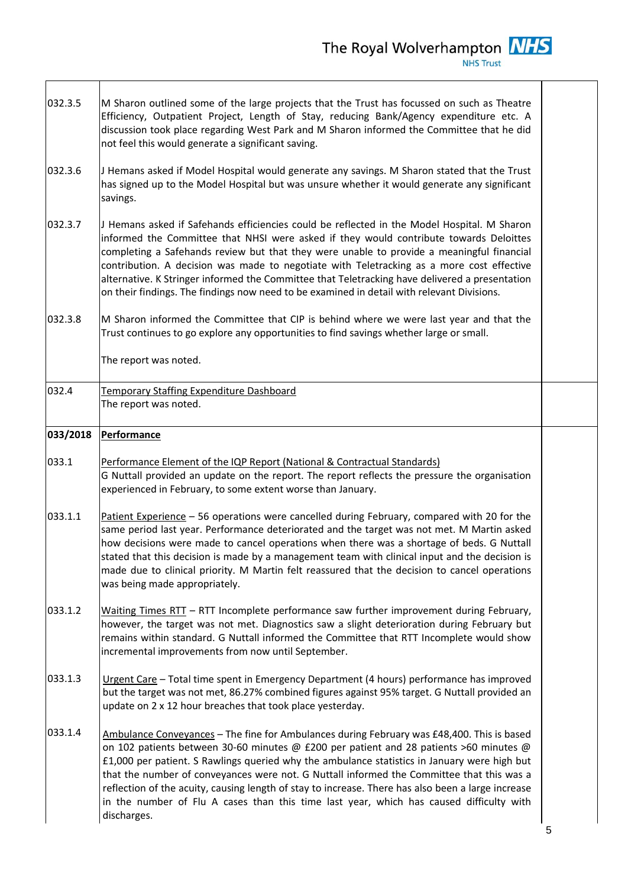| | | |
|---|---|---|
| 032.3.5 | M Sharon outlined some of the large projects that the Trust has focussed on such as Theatre Efficiency, Outpatient Project, Length of Stay, reducing Bank/Agency expenditure etc. A discussion took place regarding West Park and M Sharon informed the Committee that he did not feel this would generate a significant saving. | |
| 032.3.6 | J Hemans asked if Model Hospital would generate any savings. M Sharon stated that the Trust has signed up to the Model Hospital but was unsure whether it would generate any significant savings. | |
| 032.3.7 | J Hemans asked if Safehands efficiencies could be reflected in the Model Hospital. M Sharon informed the Committee that NHSI were asked if they would contribute towards Deloittes completing a Safehands review but that they were unable to provide a meaningful financial contribution. A decision was made to negotiate with Teletracking as a more cost effective alternative. K Stringer informed the Committee that Teletracking have delivered a presentation on their findings. The findings now need to be examined in detail with relevant Divisions. | |
| 032.3.8 | M Sharon informed the Committee that CIP is behind where we were last year and that the Trust continues to go explore any opportunities to find savings whether large or small.<br><br>The report was noted. | |
| 032.4 | Temporary Staffing Expenditure Dashboard<br>The report was noted. | |
| **033/2018** | **Performance** | |
| 033.1 | Performance Element of the IQP Report (National & Contractual Standards)<br>G Nuttall provided an update on the report. The report reflects the pressure the organisation experienced in February, to some extent worse than January. | |
| 033.1.1 | Patient Experience – 56 operations were cancelled during February, compared with 20 for the same period last year. Performance deteriorated and the target was not met. M Martin asked how decisions were made to cancel operations when there was a shortage of beds. G Nuttall stated that this decision is made by a management team with clinical input and the decision is made due to clinical priority. M Martin felt reassured that the decision to cancel operations was being made appropriately. | |
| 033.1.2 | Waiting Times RTT – RTT Incomplete performance saw further improvement during February, however, the target was not met. Diagnostics saw a slight deterioration during February but remains within standard. G Nuttall informed the Committee that RTT Incomplete would show incremental improvements from now until September. | |
| 033.1.3 | Urgent Care – Total time spent in Emergency Department (4 hours) performance has improved but the target was not met, 86.27% combined figures against 95% target. G Nuttall provided an update on 2 x 12 hour breaches that took place yesterday. | |
| 033.1.4 | Ambulance Conveyances – The fine for Ambulances during February was £48,400. This is based on 102 patients between 30-60 minutes @ £200 per patient and 28 patients >60 minutes @ £1,000 per patient. S Rawlings queried why the ambulance statistics in January were high but that the number of conveyances were not. G Nuttall informed the Committee that this was a reflection of the acuity, causing length of stay to increase. There has also been a large increase in the number of Flu A cases than this time last year, which has caused difficulty with discharges. | |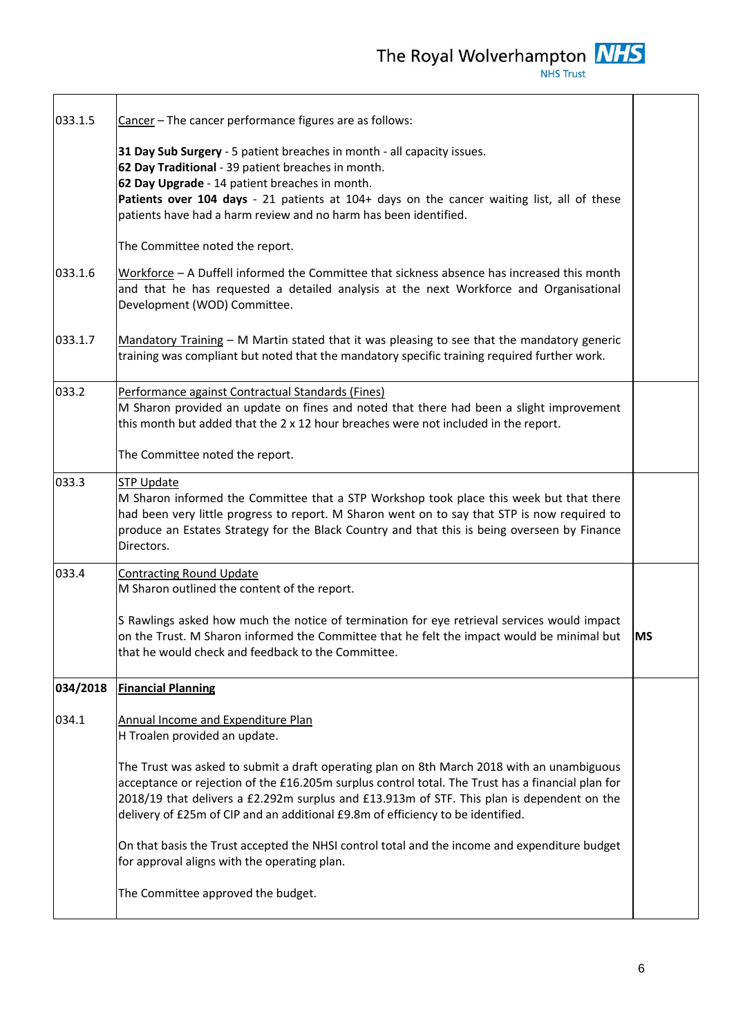| | | |
|---|---|---|
| 033.1.5 | <u>Cancer</u> – The cancer performance figures are as follows:<br><br>**31 Day Sub Surgery** - 5 patient breaches in month - all capacity issues.<br>**62 Day Traditional** - 39 patient breaches in month.<br>**62 Day Upgrade** - 14 patient breaches in month.<br>**Patients over 104 days** - 21 patients at 104+ days on the cancer waiting list, all of these patients have had a harm review and no harm has been identified.<br><br>The Committee noted the report. | |
| 033.1.6 | <u>Workforce</u> – A Duffell informed the Committee that sickness absence has increased this month and that he has requested a detailed analysis at the next Workforce and Organisational Development (WOD) Committee. | |
| 033.1.7 | <u>Mandatory Training</u> – M Martin stated that it was pleasing to see that the mandatory generic training was compliant but noted that the mandatory specific training required further work. | |
| 033.2 | <u>Performance against Contractual Standards (Fines)</u><br>M Sharon provided an update on fines and noted that there had been a slight improvement this month but added that the 2 x 12 hour breaches were not included in the report.<br><br>The Committee noted the report. | |
| 033.3 | <u>STP Update</u><br>M Sharon informed the Committee that a STP Workshop took place this week but that there had been very little progress to report. M Sharon went on to say that STP is now required to produce an Estates Strategy for the Black Country and that this is being overseen by Finance Directors. | |
| 033.4 | <u>Contracting Round Update</u><br>M Sharon outlined the content of the report.<br><br>S Rawlings asked how much the notice of termination for eye retrieval services would impact on the Trust. M Sharon informed the Committee that he felt the impact would be minimal but that he would check and feedback to the Committee. | **MS** |
| **034/2018** | **<u>Financial Planning</u>** | |
| 034.1 | <u>Annual Income and Expenditure Plan</u><br>H Troalen provided an update.<br><br>The Trust was asked to submit a draft operating plan on 8th March 2018 with an unambiguous acceptance or rejection of the £16.205m surplus control total. The Trust has a financial plan for 2018/19 that delivers a £2.292m surplus and £13.913m of STF. This plan is dependent on the delivery of £25m of CIP and an additional £9.8m of efficiency to be identified.<br><br>On that basis the Trust accepted the NHSI control total and the income and expenditure budget for approval aligns with the operating plan.<br><br>The Committee approved the budget. | |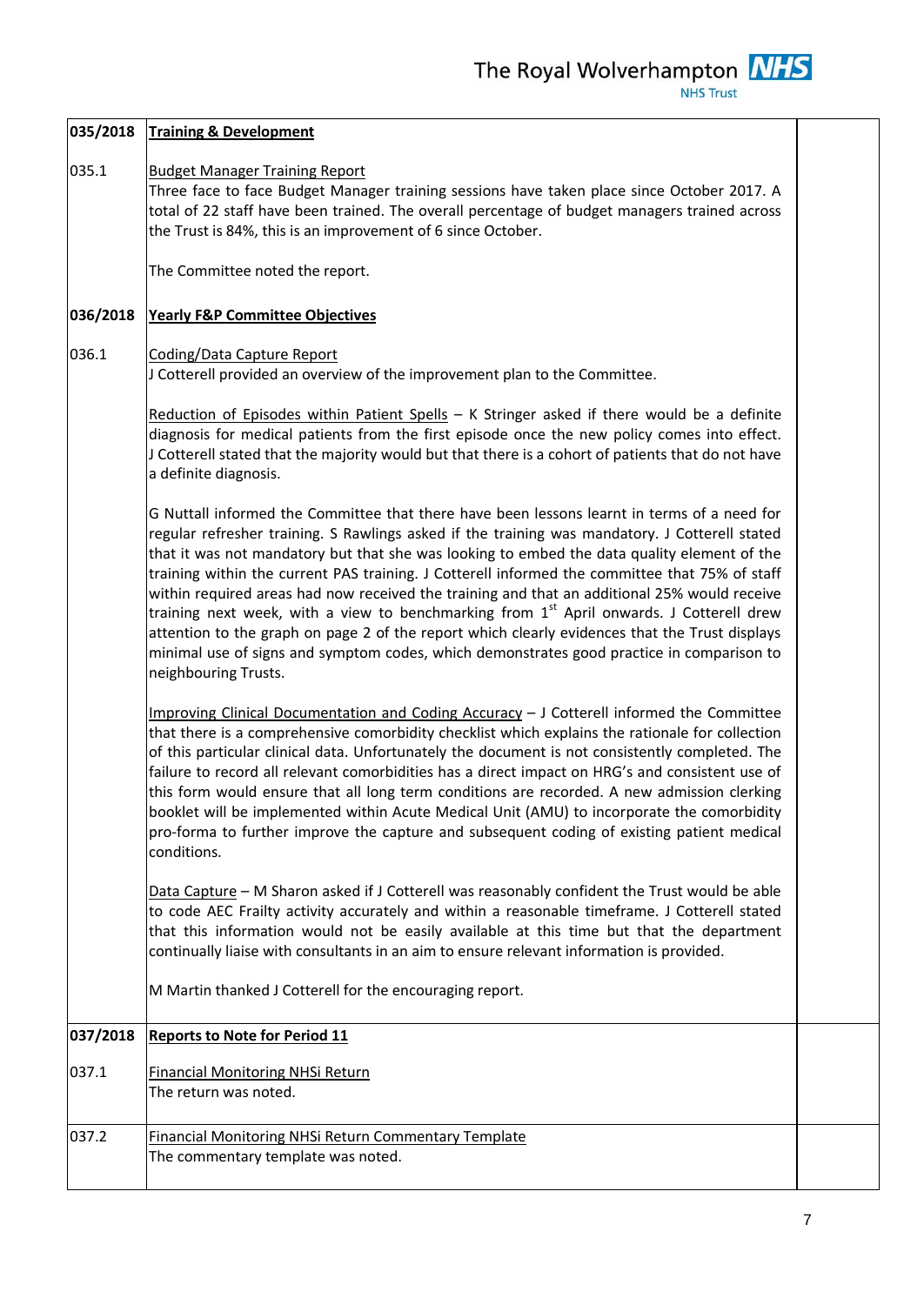| | | |
|---|---|---|
| **035/2018** | **Training & Development** | |
| 035.1 | Budget Manager Training Report<br>Three face to face Budget Manager training sessions have taken place since October 2017. A total of 22 staff have been trained. The overall percentage of budget managers trained across the Trust is 84%, this is an improvement of 6 since October.<br><br>The Committee noted the report. | |
| **036/2018** | **Yearly F&P Committee Objectives** | |
| 036.1 | Coding/Data Capture Report<br>J Cotterell provided an overview of the improvement plan to the Committee.<br><br>Reduction of Episodes within Patient Spells – K Stringer asked if there would be a definite diagnosis for medical patients from the first episode once the new policy comes into effect. J Cotterell stated that the majority would but that there is a cohort of patients that do not have a definite diagnosis.<br><br>G Nuttall informed the Committee that there have been lessons learnt in terms of a need for regular refresher training. S Rawlings asked if the training was mandatory. J Cotterell stated that it was not mandatory but that she was looking to embed the data quality element of the training within the current PAS training. J Cotterell informed the committee that 75% of staff within required areas had now received the training and that an additional 25% would receive training next week, with a view to benchmarking from 1st April onwards. J Cotterell drew attention to the graph on page 2 of the report which clearly evidences that the Trust displays minimal use of signs and symptom codes, which demonstrates good practice in comparison to neighbouring Trusts.<br><br>Improving Clinical Documentation and Coding Accuracy – J Cotterell informed the Committee that there is a comprehensive comorbidity checklist which explains the rationale for collection of this particular clinical data. Unfortunately the document is not consistently completed. The failure to record all relevant comorbidities has a direct impact on HRG's and consistent use of this form would ensure that all long term conditions are recorded. A new admission clerking booklet will be implemented within Acute Medical Unit (AMU) to incorporate the comorbidity pro-forma to further improve the capture and subsequent coding of existing patient medical conditions.<br><br>Data Capture – M Sharon asked if J Cotterell was reasonably confident the Trust would be able to code AEC Frailty activity accurately and within a reasonable timeframe. J Cotterell stated that this information would not be easily available at this time but that the department continually liaise with consultants in an aim to ensure relevant information is provided.<br><br>M Martin thanked J Cotterell for the encouraging report. | |
| **037/2018** | **Reports to Note for Period 11** | |
| 037.1 | Financial Monitoring NHSi Return<br>The return was noted. | |
| 037.2 | Financial Monitoring NHSi Return Commentary Template<br>The commentary template was noted. | |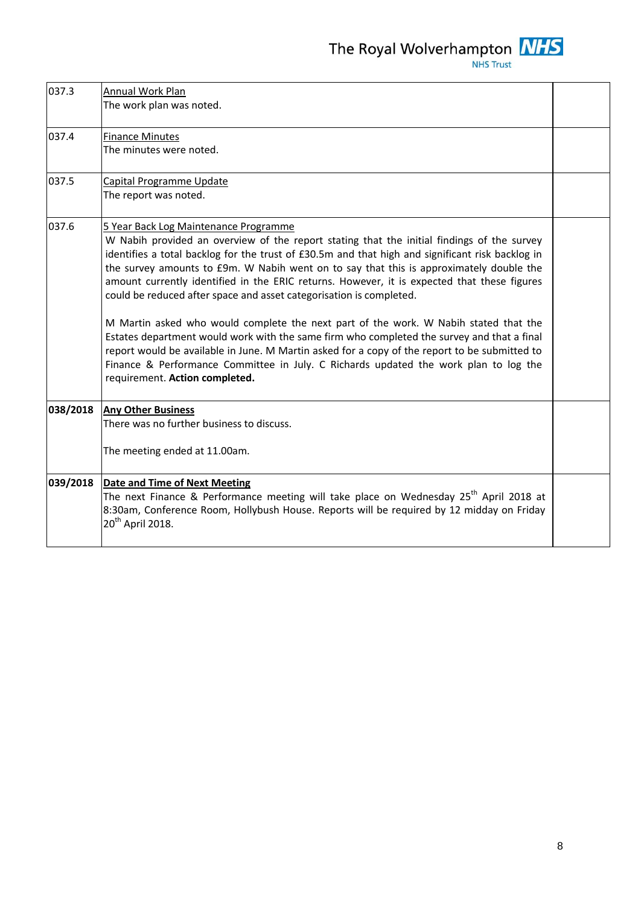| | | |
|---|---|---|
| 037.3 | Annual Work Plan<br>The work plan was noted. | |
| 037.4 | Finance Minutes<br>The minutes were noted. | |
| 037.5 | Capital Programme Update<br>The report was noted. | |
| 037.6 | 5 Year Back Log Maintenance Programme<br>W Nabih provided an overview of the report stating that the initial findings of the survey identifies a total backlog for the trust of £30.5m and that high and significant risk backlog in the survey amounts to £9m. W Nabih went on to say that this is approximately double the amount currently identified in the ERIC returns. However, it is expected that these figures could be reduced after space and asset categorisation is completed.<br><br>M Martin asked who would complete the next part of the work. W Nabih stated that the Estates department would work with the same firm who completed the survey and that a final report would be available in June. M Martin asked for a copy of the report to be submitted to Finance & Performance Committee in July. C Richards updated the work plan to log the requirement. **Action completed.** | |
| **038/2018** | **Any Other Business**<br>There was no further business to discuss.<br><br>The meeting ended at 11.00am. | |
| **039/2018** | **Date and Time of Next Meeting**<br>The next Finance & Performance meeting will take place on Wednesday 25th April 2018 at 8:30am, Conference Room, Hollybush House. Reports will be required by 12 midday on Friday 20th April 2018. | |